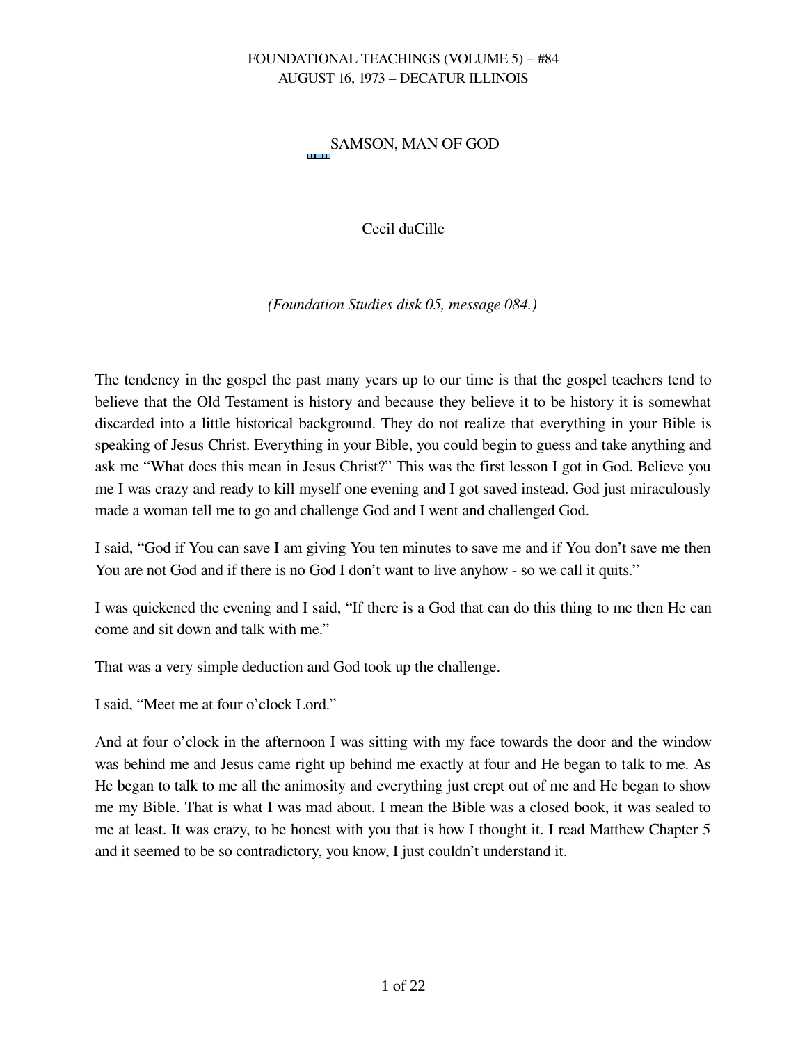FOUNDATIONAL TEACHINGS (VOLUME 5) – #84
AUGUST 16, 1973 – DECATUR ILLINOIS

# SAMSON, MAN OF GOD

Cecil duCille

*(Foundation Studies disk 05, message 084.)*

The tendency in the gospel the past many years up to our time is that the gospel teachers tend to believe that the Old Testament is history and because they believe it to be history it is somewhat discarded into a little historical background. They do not realize that everything in your Bible is speaking of Jesus Christ. Everything in your Bible, you could begin to guess and take anything and ask me "What does this mean in Jesus Christ?" This was the first lesson I got in God. Believe you me I was crazy and ready to kill myself one evening and I got saved instead. God just miraculously made a woman tell me to go and challenge God and I went and challenged God.

I said, "God if You can save I am giving You ten minutes to save me and if You don't save me then You are not God and if there is no God I don't want to live anyhow - so we call it quits."

I was quickened the evening and I said, "If there is a God that can do this thing to me then He can come and sit down and talk with me."

That was a very simple deduction and God took up the challenge.

I said, "Meet me at four o'clock Lord."

And at four o'clock in the afternoon I was sitting with my face towards the door and the window was behind me and Jesus came right up behind me exactly at four and He began to talk to me. As He began to talk to me all the animosity and everything just crept out of me and He began to show me my Bible. That is what I was mad about. I mean the Bible was a closed book, it was sealed to me at least. It was crazy, to be honest with you that is how I thought it. I read Matthew Chapter 5 and it seemed to be so contradictory, you know, I just couldn't understand it.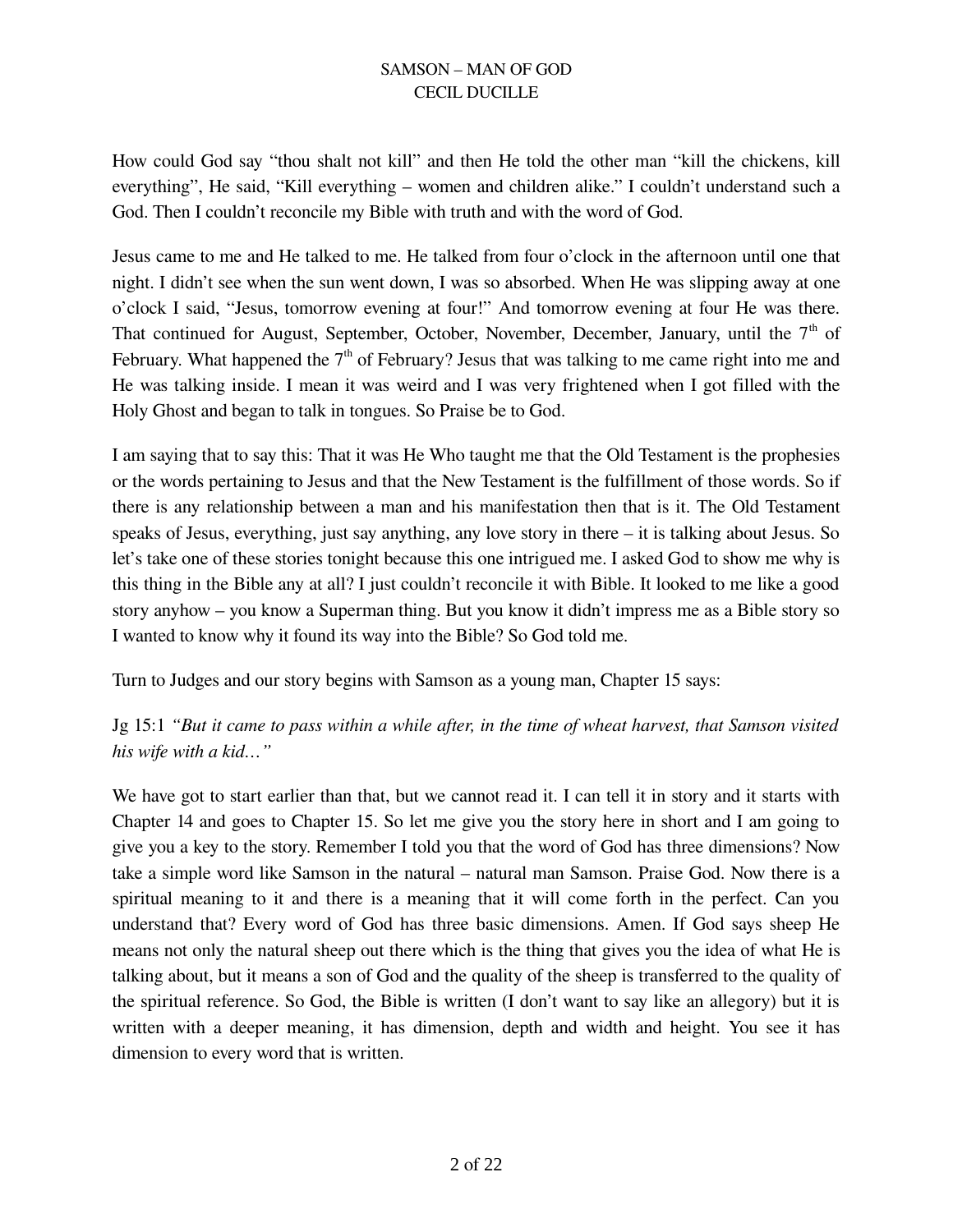How could God say "thou shalt not kill" and then He told the other man "kill the chickens, kill everything", He said, "Kill everything – women and children alike." I couldn't understand such a God. Then I couldn't reconcile my Bible with truth and with the word of God.

Jesus came to me and He talked to me. He talked from four o'clock in the afternoon until one that night. I didn't see when the sun went down, I was so absorbed. When He was slipping away at one o'clock I said, "Jesus, tomorrow evening at four!" And tomorrow evening at four He was there. That continued for August, September, October, November, December, January, until the 7th of February. What happened the 7th of February? Jesus that was talking to me came right into me and He was talking inside. I mean it was weird and I was very frightened when I got filled with the Holy Ghost and began to talk in tongues. So Praise be to God.

I am saying that to say this: That it was He Who taught me that the Old Testament is the prophesies or the words pertaining to Jesus and that the New Testament is the fulfillment of those words. So if there is any relationship between a man and his manifestation then that is it. The Old Testament speaks of Jesus, everything, just say anything, any love story in there – it is talking about Jesus. So let's take one of these stories tonight because this one intrigued me. I asked God to show me why is this thing in the Bible any at all? I just couldn't reconcile it with Bible. It looked to me like a good story anyhow – you know a Superman thing. But you know it didn't impress me as a Bible story so I wanted to know why it found its way into the Bible? So God told me.

Turn to Judges and our story begins with Samson as a young man, Chapter 15 says:

Jg 15:1 *"But it came to pass within a while after, in the time of wheat harvest, that Samson visited his wife with a kid…"*

We have got to start earlier than that, but we cannot read it. I can tell it in story and it starts with Chapter 14 and goes to Chapter 15. So let me give you the story here in short and I am going to give you a key to the story. Remember I told you that the word of God has three dimensions? Now take a simple word like Samson in the natural – natural man Samson. Praise God. Now there is a spiritual meaning to it and there is a meaning that it will come forth in the perfect. Can you understand that? Every word of God has three basic dimensions. Amen. If God says sheep He means not only the natural sheep out there which is the thing that gives you the idea of what He is talking about, but it means a son of God and the quality of the sheep is transferred to the quality of the spiritual reference. So God, the Bible is written (I don't want to say like an allegory) but it is written with a deeper meaning, it has dimension, depth and width and height. You see it has dimension to every word that is written.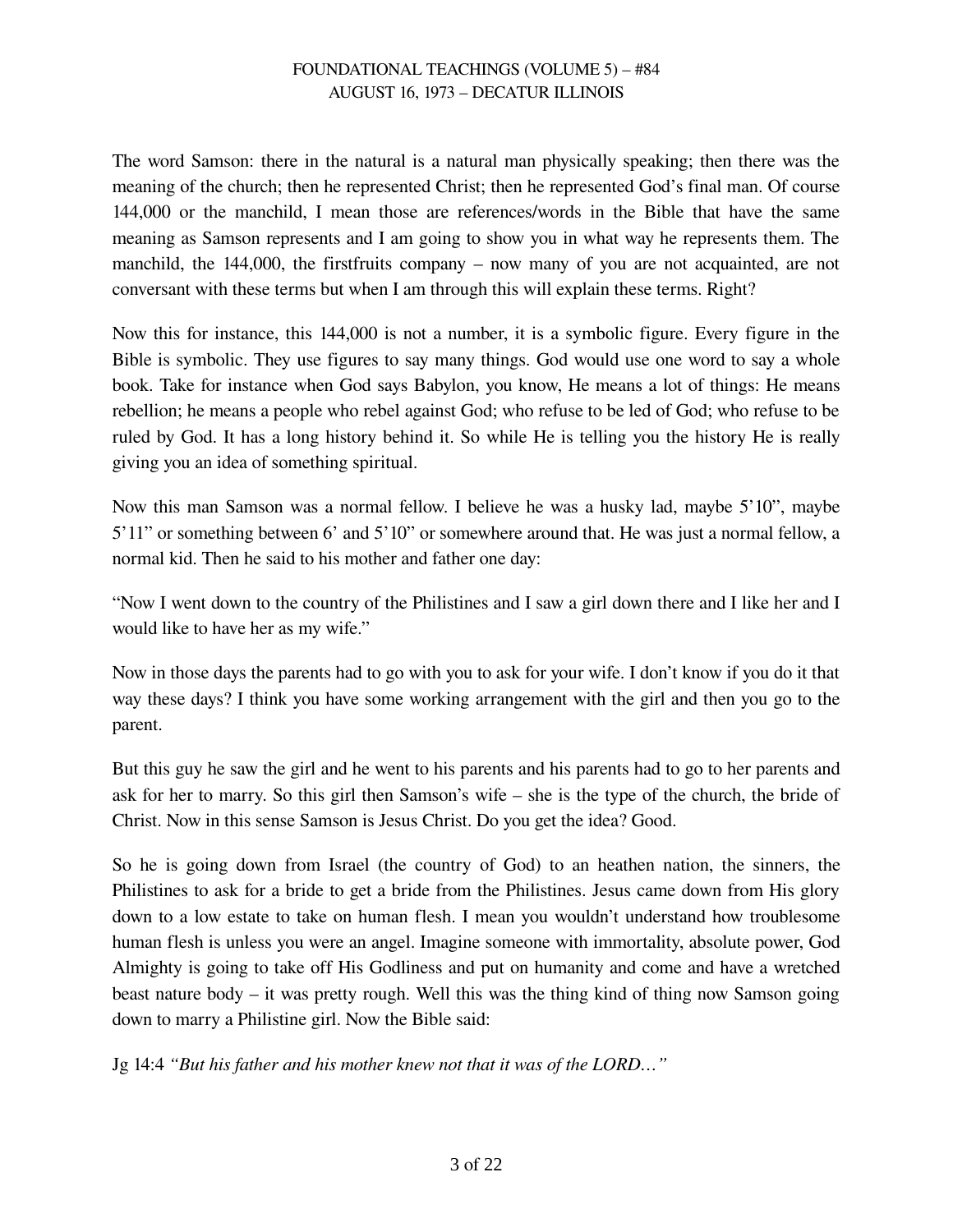The word Samson: there in the natural is a natural man physically speaking; then there was the meaning of the church; then he represented Christ; then he represented God's final man. Of course 144,000 or the manchild, I mean those are references/words in the Bible that have the same meaning as Samson represents and I am going to show you in what way he represents them. The manchild, the 144,000, the firstfruits company – now many of you are not acquainted, are not conversant with these terms but when I am through this will explain these terms. Right?

Now this for instance, this 144,000 is not a number, it is a symbolic figure. Every figure in the Bible is symbolic. They use figures to say many things. God would use one word to say a whole book. Take for instance when God says Babylon, you know, He means a lot of things: He means rebellion; he means a people who rebel against God; who refuse to be led of God; who refuse to be ruled by God. It has a long history behind it. So while He is telling you the history He is really giving you an idea of something spiritual.

Now this man Samson was a normal fellow. I believe he was a husky lad, maybe 5'10", maybe 5'11" or something between 6' and 5'10" or somewhere around that. He was just a normal fellow, a normal kid. Then he said to his mother and father one day:

"Now I went down to the country of the Philistines and I saw a girl down there and I like her and I would like to have her as my wife."

Now in those days the parents had to go with you to ask for your wife. I don't know if you do it that way these days? I think you have some working arrangement with the girl and then you go to the parent.

But this guy he saw the girl and he went to his parents and his parents had to go to her parents and ask for her to marry. So this girl then Samson's wife – she is the type of the church, the bride of Christ. Now in this sense Samson is Jesus Christ. Do you get the idea? Good.

So he is going down from Israel (the country of God) to an heathen nation, the sinners, the Philistines to ask for a bride to get a bride from the Philistines. Jesus came down from His glory down to a low estate to take on human flesh. I mean you wouldn't understand how troublesome human flesh is unless you were an angel. Imagine someone with immortality, absolute power, God Almighty is going to take off His Godliness and put on humanity and come and have a wretched beast nature body – it was pretty rough. Well this was the thing kind of thing now Samson going down to marry a Philistine girl. Now the Bible said:

Jg 14:4 *"But his father and his mother knew not that it was of the LORD…"*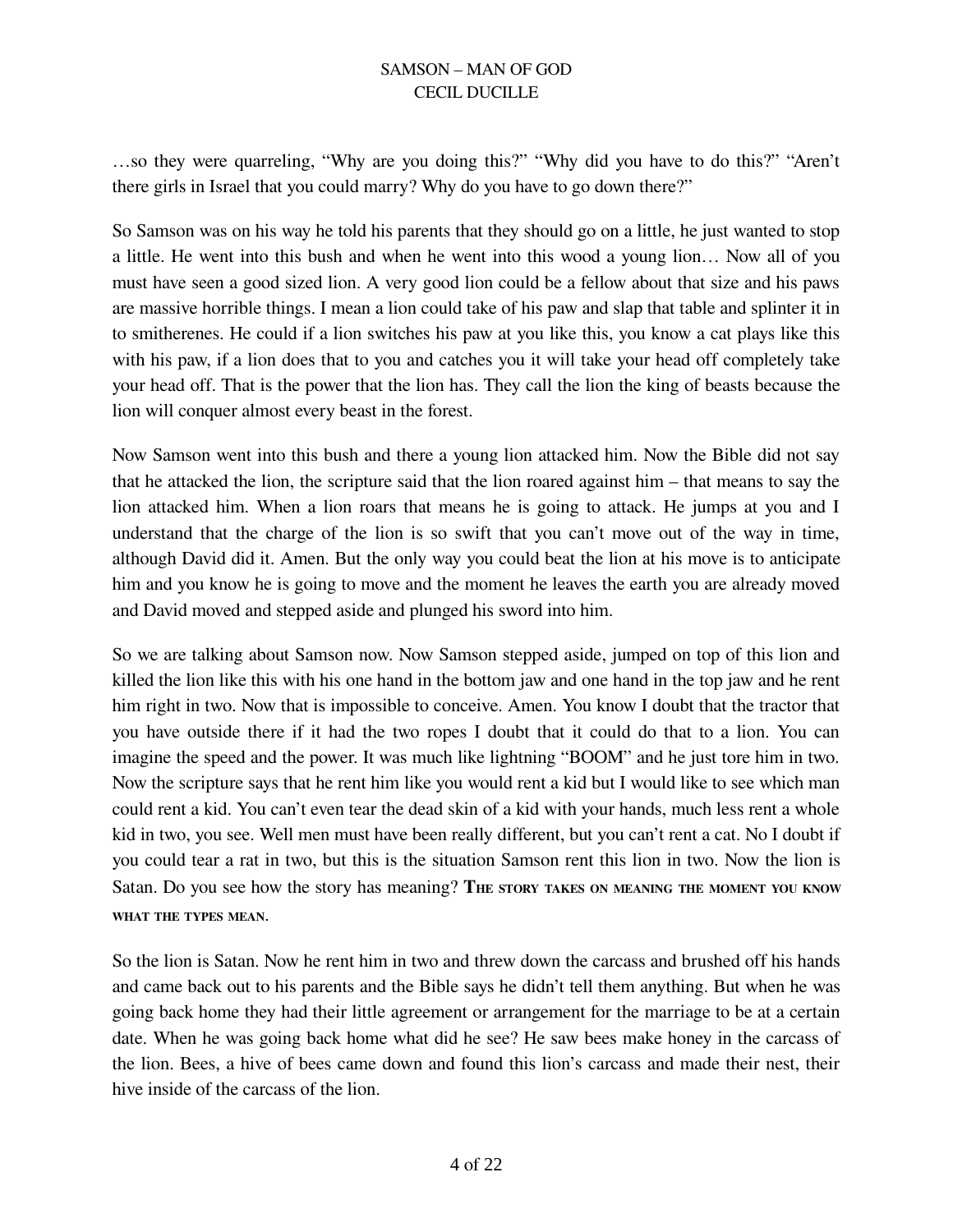…so they were quarreling, "Why are you doing this?" "Why did you have to do this?" "Aren't there girls in Israel that you could marry? Why do you have to go down there?"

So Samson was on his way he told his parents that they should go on a little, he just wanted to stop a little. He went into this bush and when he went into this wood a young lion… Now all of you must have seen a good sized lion. A very good lion could be a fellow about that size and his paws are massive horrible things. I mean a lion could take of his paw and slap that table and splinter it in to smitherenes. He could if a lion switches his paw at you like this, you know a cat plays like this with his paw, if a lion does that to you and catches you it will take your head off completely take your head off. That is the power that the lion has. They call the lion the king of beasts because the lion will conquer almost every beast in the forest.

Now Samson went into this bush and there a young lion attacked him. Now the Bible did not say that he attacked the lion, the scripture said that the lion roared against him – that means to say the lion attacked him. When a lion roars that means he is going to attack. He jumps at you and I understand that the charge of the lion is so swift that you can't move out of the way in time, although David did it. Amen. But the only way you could beat the lion at his move is to anticipate him and you know he is going to move and the moment he leaves the earth you are already moved and David moved and stepped aside and plunged his sword into him.

So we are talking about Samson now. Now Samson stepped aside, jumped on top of this lion and killed the lion like this with his one hand in the bottom jaw and one hand in the top jaw and he rent him right in two. Now that is impossible to conceive. Amen. You know I doubt that the tractor that you have outside there if it had the two ropes I doubt that it could do that to a lion. You can imagine the speed and the power. It was much like lightning "BOOM" and he just tore him in two. Now the scripture says that he rent him like you would rent a kid but I would like to see which man could rent a kid. You can't even tear the dead skin of a kid with your hands, much less rent a whole kid in two, you see. Well men must have been really different, but you can't rent a cat. No I doubt if you could tear a rat in two, but this is the situation Samson rent this lion in two. Now the lion is Satan. Do you see how the story has meaning? **THE STORY TAKES ON MEANING THE MOMENT YOU KNOW WHAT THE TYPES MEAN.**

So the lion is Satan. Now he rent him in two and threw down the carcass and brushed off his hands and came back out to his parents and the Bible says he didn't tell them anything. But when he was going back home they had their little agreement or arrangement for the marriage to be at a certain date. When he was going back home what did he see? He saw bees make honey in the carcass of the lion. Bees, a hive of bees came down and found this lion's carcass and made their nest, their hive inside of the carcass of the lion.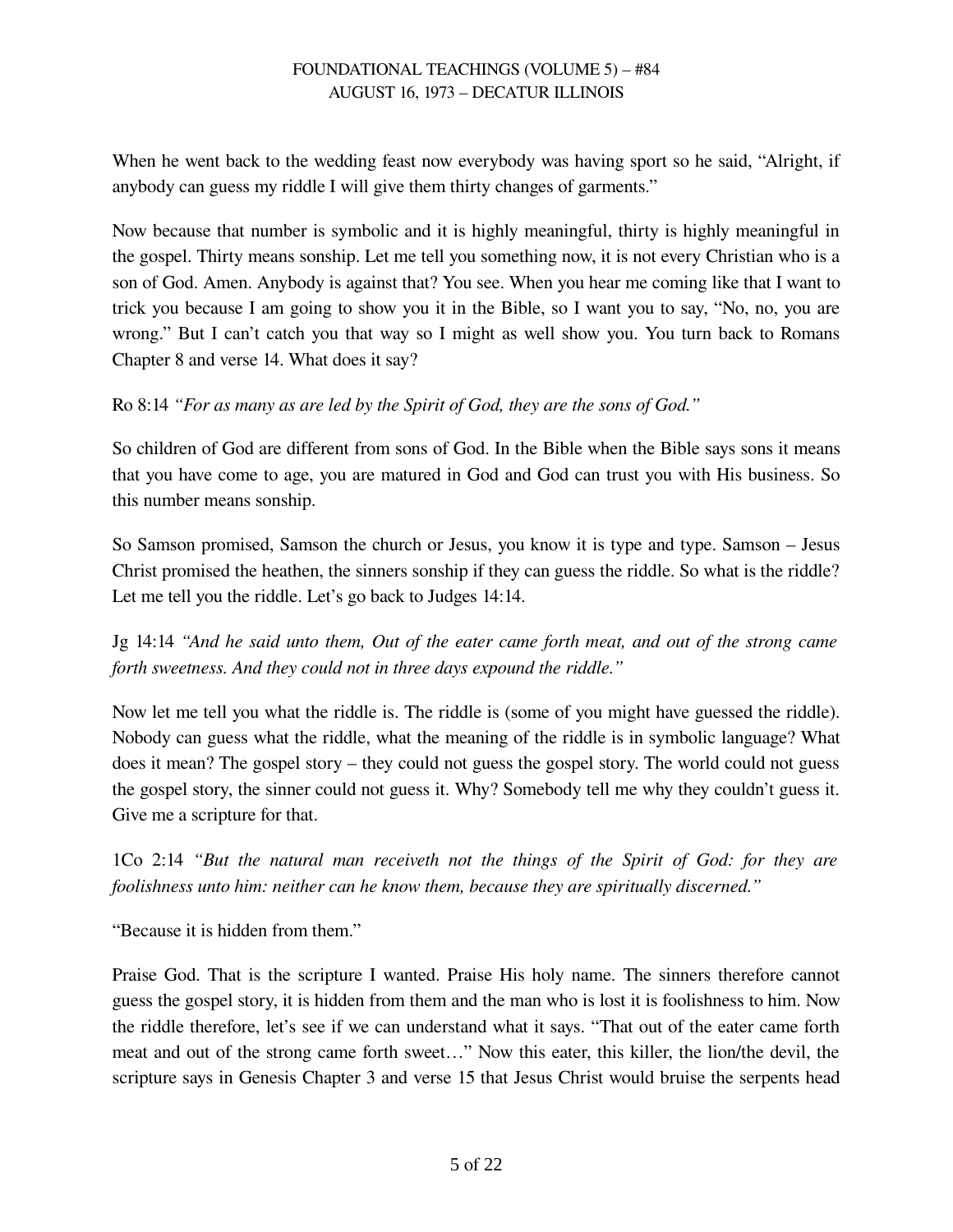When he went back to the wedding feast now everybody was having sport so he said, "Alright, if anybody can guess my riddle I will give them thirty changes of garments."

Now because that number is symbolic and it is highly meaningful, thirty is highly meaningful in the gospel. Thirty means sonship. Let me tell you something now, it is not every Christian who is a son of God. Amen. Anybody is against that? You see. When you hear me coming like that I want to trick you because I am going to show you it in the Bible, so I want you to say, "No, no, you are wrong." But I can't catch you that way so I might as well show you. You turn back to Romans Chapter 8 and verse 14. What does it say?

Ro 8:14 *"For as many as are led by the Spirit of God, they are the sons of God."*

So children of God are different from sons of God. In the Bible when the Bible says sons it means that you have come to age, you are matured in God and God can trust you with His business. So this number means sonship.

So Samson promised, Samson the church or Jesus, you know it is type and type. Samson – Jesus Christ promised the heathen, the sinners sonship if they can guess the riddle. So what is the riddle? Let me tell you the riddle. Let's go back to Judges 14:14.

Jg 14:14 *"And he said unto them, Out of the eater came forth meat, and out of the strong came forth sweetness. And they could not in three days expound the riddle."*

Now let me tell you what the riddle is. The riddle is (some of you might have guessed the riddle). Nobody can guess what the riddle, what the meaning of the riddle is in symbolic language? What does it mean? The gospel story – they could not guess the gospel story. The world could not guess the gospel story, the sinner could not guess it. Why? Somebody tell me why they couldn't guess it. Give me a scripture for that.

1Co 2:14 *"But the natural man receiveth not the things of the Spirit of God: for they are foolishness unto him: neither can he know them, because they are spiritually discerned."*

"Because it is hidden from them."

Praise God. That is the scripture I wanted. Praise His holy name. The sinners therefore cannot guess the gospel story, it is hidden from them and the man who is lost it is foolishness to him. Now the riddle therefore, let's see if we can understand what it says. "That out of the eater came forth meat and out of the strong came forth sweet…" Now this eater, this killer, the lion/the devil, the scripture says in Genesis Chapter 3 and verse 15 that Jesus Christ would bruise the serpents head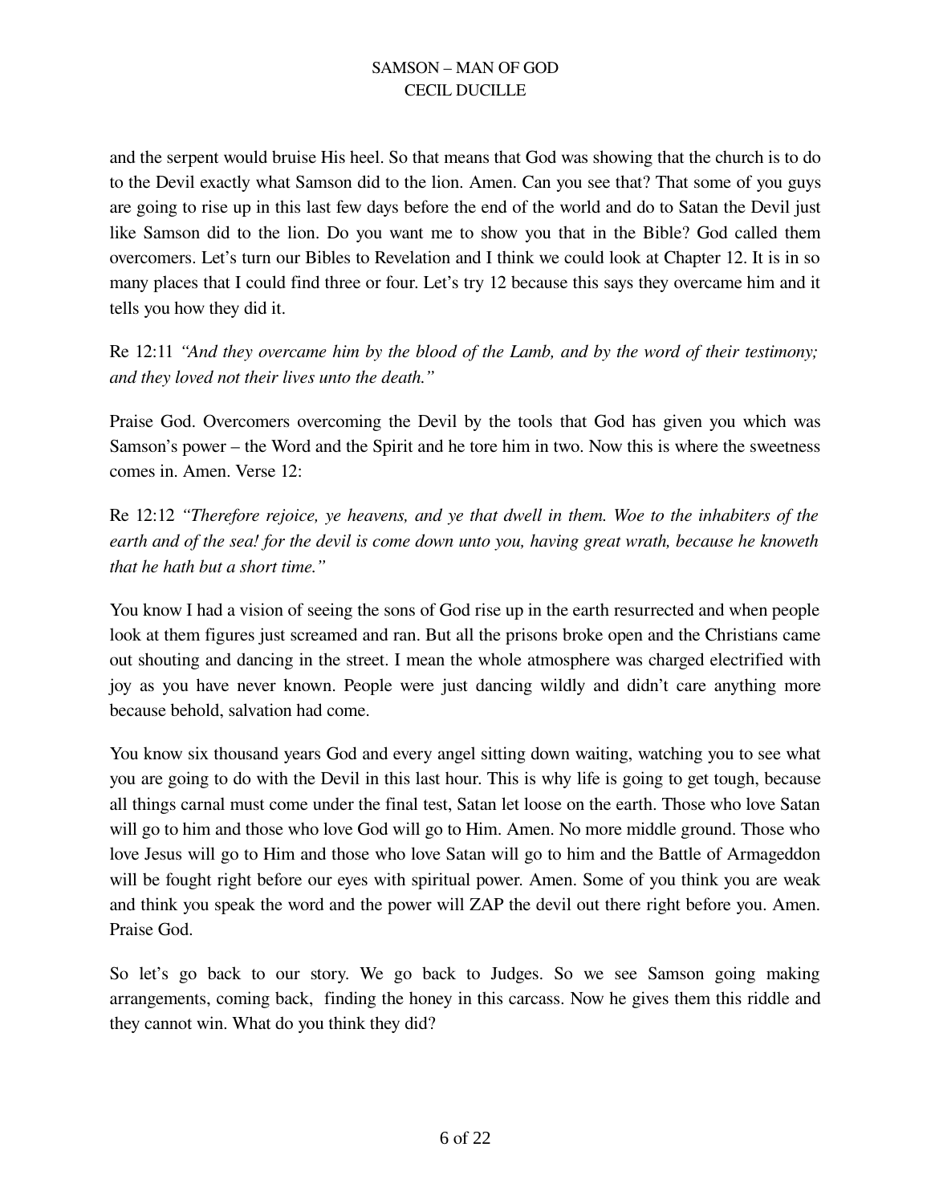and the serpent would bruise His heel. So that means that God was showing that the church is to do to the Devil exactly what Samson did to the lion. Amen. Can you see that? That some of you guys are going to rise up in this last few days before the end of the world and do to Satan the Devil just like Samson did to the lion. Do you want me to show you that in the Bible? God called them overcomers. Let's turn our Bibles to Revelation and I think we could look at Chapter 12. It is in so many places that I could find three or four. Let's try 12 because this says they overcame him and it tells you how they did it.

Re 12:11 *"And they overcame him by the blood of the Lamb, and by the word of their testimony; and they loved not their lives unto the death."*

Praise God. Overcomers overcoming the Devil by the tools that God has given you which was Samson's power – the Word and the Spirit and he tore him in two. Now this is where the sweetness comes in. Amen. Verse 12:

Re 12:12 *"Therefore rejoice, ye heavens, and ye that dwell in them. Woe to the inhabiters of the earth and of the sea! for the devil is come down unto you, having great wrath, because he knoweth that he hath but a short time."*

You know I had a vision of seeing the sons of God rise up in the earth resurrected and when people look at them figures just screamed and ran. But all the prisons broke open and the Christians came out shouting and dancing in the street. I mean the whole atmosphere was charged electrified with joy as you have never known. People were just dancing wildly and didn't care anything more because behold, salvation had come.

You know six thousand years God and every angel sitting down waiting, watching you to see what you are going to do with the Devil in this last hour. This is why life is going to get tough, because all things carnal must come under the final test, Satan let loose on the earth. Those who love Satan will go to him and those who love God will go to Him. Amen. No more middle ground. Those who love Jesus will go to Him and those who love Satan will go to him and the Battle of Armageddon will be fought right before our eyes with spiritual power. Amen. Some of you think you are weak and think you speak the word and the power will ZAP the devil out there right before you. Amen. Praise God.

So let's go back to our story. We go back to Judges. So we see Samson going making arrangements, coming back, finding the honey in this carcass. Now he gives them this riddle and they cannot win. What do you think they did?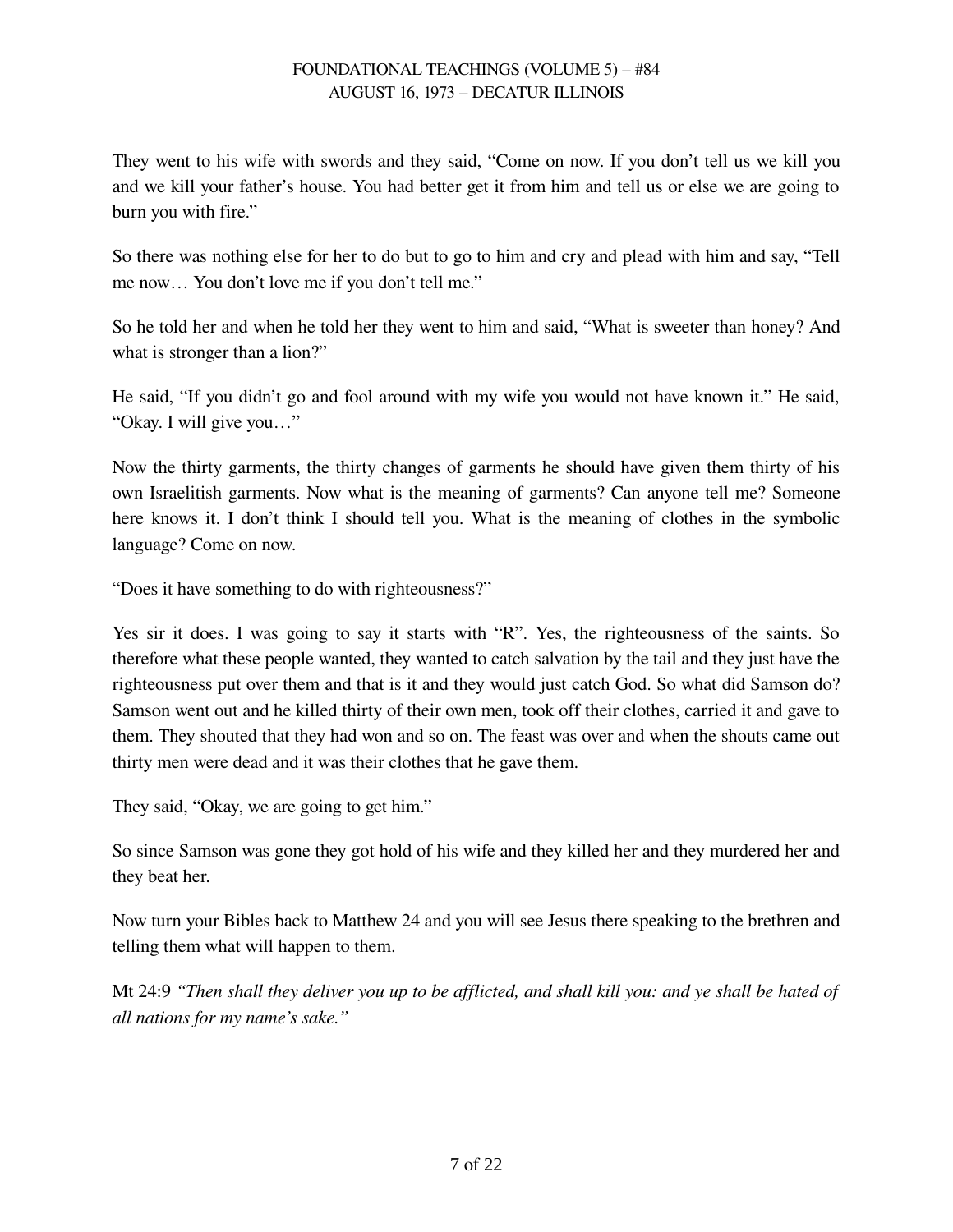They went to his wife with swords and they said, "Come on now. If you don't tell us we kill you and we kill your father's house. You had better get it from him and tell us or else we are going to burn you with fire."

So there was nothing else for her to do but to go to him and cry and plead with him and say, "Tell me now… You don't love me if you don't tell me."

So he told her and when he told her they went to him and said, "What is sweeter than honey? And what is stronger than a lion?"

He said, "If you didn't go and fool around with my wife you would not have known it." He said, "Okay. I will give you…"

Now the thirty garments, the thirty changes of garments he should have given them thirty of his own Israelitish garments. Now what is the meaning of garments? Can anyone tell me? Someone here knows it. I don't think I should tell you. What is the meaning of clothes in the symbolic language? Come on now.

"Does it have something to do with righteousness?"

Yes sir it does. I was going to say it starts with "R". Yes, the righteousness of the saints. So therefore what these people wanted, they wanted to catch salvation by the tail and they just have the righteousness put over them and that is it and they would just catch God. So what did Samson do? Samson went out and he killed thirty of their own men, took off their clothes, carried it and gave to them. They shouted that they had won and so on. The feast was over and when the shouts came out thirty men were dead and it was their clothes that he gave them.

They said, "Okay, we are going to get him."

So since Samson was gone they got hold of his wife and they killed her and they murdered her and they beat her.

Now turn your Bibles back to Matthew 24 and you will see Jesus there speaking to the brethren and telling them what will happen to them.

Mt 24:9 *"Then shall they deliver you up to be afflicted, and shall kill you: and ye shall be hated of all nations for my name's sake."*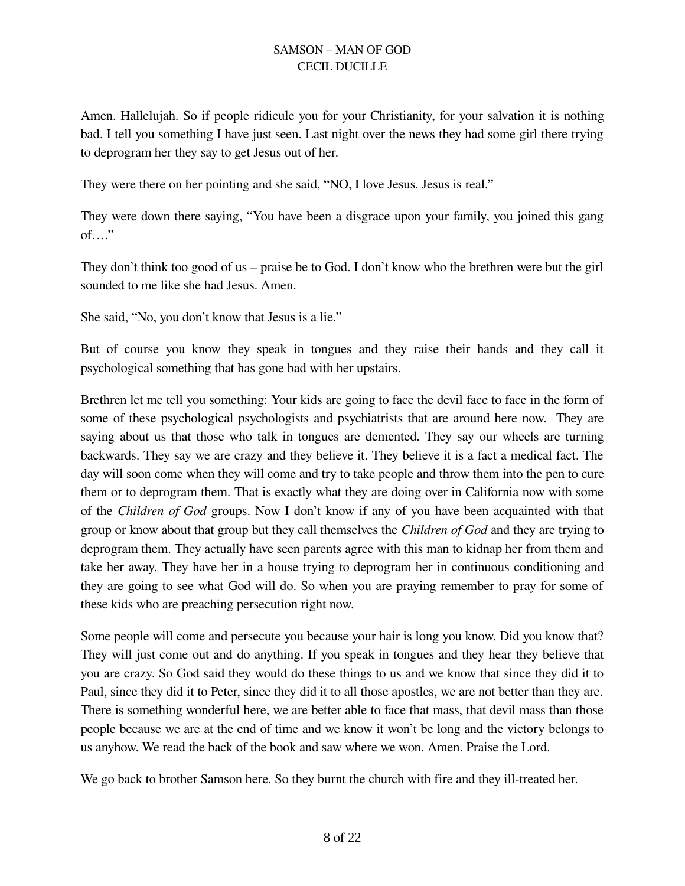Amen. Hallelujah. So if people ridicule you for your Christianity, for your salvation it is nothing bad. I tell you something I have just seen. Last night over the news they had some girl there trying to deprogram her they say to get Jesus out of her.

They were there on her pointing and she said, "NO, I love Jesus. Jesus is real."

They were down there saying, "You have been a disgrace upon your family, you joined this gang of…."

They don't think too good of us – praise be to God. I don't know who the brethren were but the girl sounded to me like she had Jesus. Amen.

She said, "No, you don't know that Jesus is a lie."

But of course you know they speak in tongues and they raise their hands and they call it psychological something that has gone bad with her upstairs.

Brethren let me tell you something: Your kids are going to face the devil face to face in the form of some of these psychological psychologists and psychiatrists that are around here now. They are saying about us that those who talk in tongues are demented. They say our wheels are turning backwards. They say we are crazy and they believe it. They believe it is a fact a medical fact. The day will soon come when they will come and try to take people and throw them into the pen to cure them or to deprogram them. That is exactly what they are doing over in California now with some of the *Children of God* groups. Now I don't know if any of you have been acquainted with that group or know about that group but they call themselves the *Children of God* and they are trying to deprogram them. They actually have seen parents agree with this man to kidnap her from them and take her away. They have her in a house trying to deprogram her in continuous conditioning and they are going to see what God will do. So when you are praying remember to pray for some of these kids who are preaching persecution right now.

Some people will come and persecute you because your hair is long you know. Did you know that? They will just come out and do anything. If you speak in tongues and they hear they believe that you are crazy. So God said they would do these things to us and we know that since they did it to Paul, since they did it to Peter, since they did it to all those apostles, we are not better than they are. There is something wonderful here, we are better able to face that mass, that devil mass than those people because we are at the end of time and we know it won't be long and the victory belongs to us anyhow. We read the back of the book and saw where we won. Amen. Praise the Lord.

We go back to brother Samson here. So they burnt the church with fire and they ill-treated her.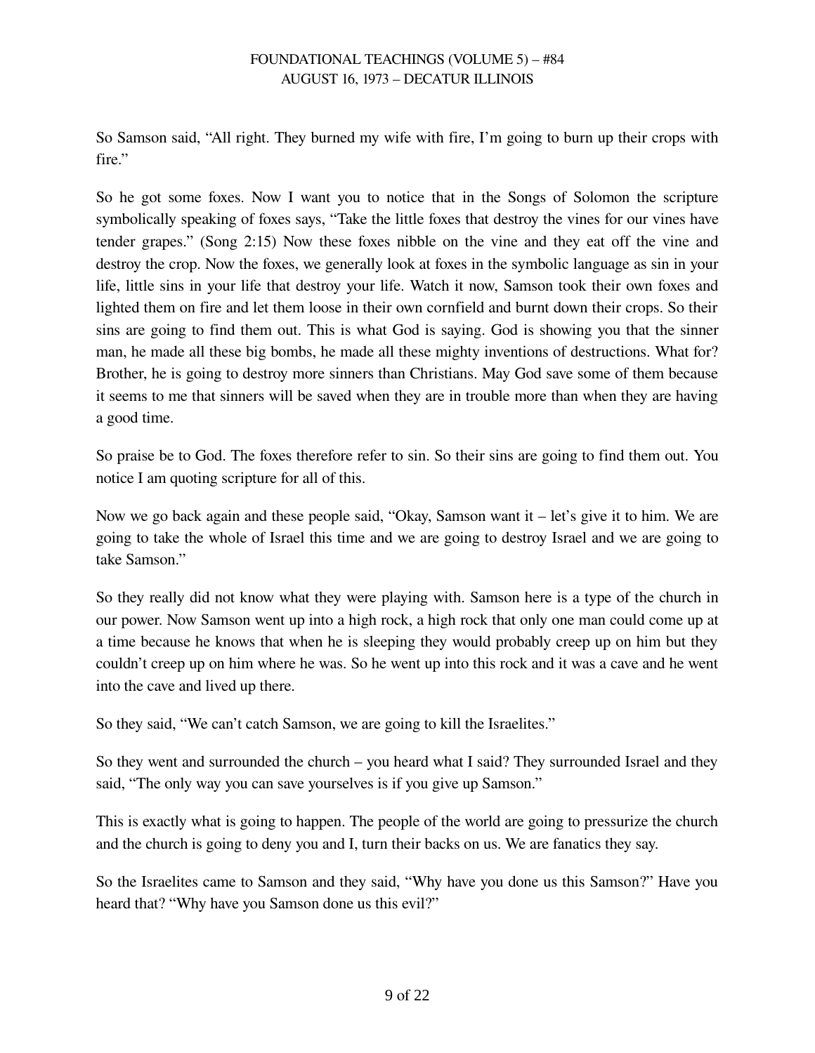So Samson said, “All right. They burned my wife with fire, I’m going to burn up their crops with fire.”

So he got some foxes. Now I want you to notice that in the Songs of Solomon the scripture symbolically speaking of foxes says, “Take the little foxes that destroy the vines for our vines have tender grapes.” (Song 2:15) Now these foxes nibble on the vine and they eat off the vine and destroy the crop. Now the foxes, we generally look at foxes in the symbolic language as sin in your life, little sins in your life that destroy your life. Watch it now, Samson took their own foxes and lighted them on fire and let them loose in their own cornfield and burnt down their crops. So their sins are going to find them out. This is what God is saying. God is showing you that the sinner man, he made all these big bombs, he made all these mighty inventions of destructions. What for? Brother, he is going to destroy more sinners than Christians. May God save some of them because it seems to me that sinners will be saved when they are in trouble more than when they are having a good time.

So praise be to God. The foxes therefore refer to sin. So their sins are going to find them out. You notice I am quoting scripture for all of this.

Now we go back again and these people said, “Okay, Samson want it – let’s give it to him. We are going to take the whole of Israel this time and we are going to destroy Israel and we are going to take Samson.”

So they really did not know what they were playing with. Samson here is a type of the church in our power. Now Samson went up into a high rock, a high rock that only one man could come up at a time because he knows that when he is sleeping they would probably creep up on him but they couldn’t creep up on him where he was. So he went up into this rock and it was a cave and he went into the cave and lived up there.

So they said, “We can’t catch Samson, we are going to kill the Israelites.”

So they went and surrounded the church – you heard what I said? They surrounded Israel and they said, “The only way you can save yourselves is if you give up Samson.”

This is exactly what is going to happen. The people of the world are going to pressurize the church and the church is going to deny you and I, turn their backs on us. We are fanatics they say.

So the Israelites came to Samson and they said, “Why have you done us this Samson?” Have you heard that? “Why have you Samson done us this evil?”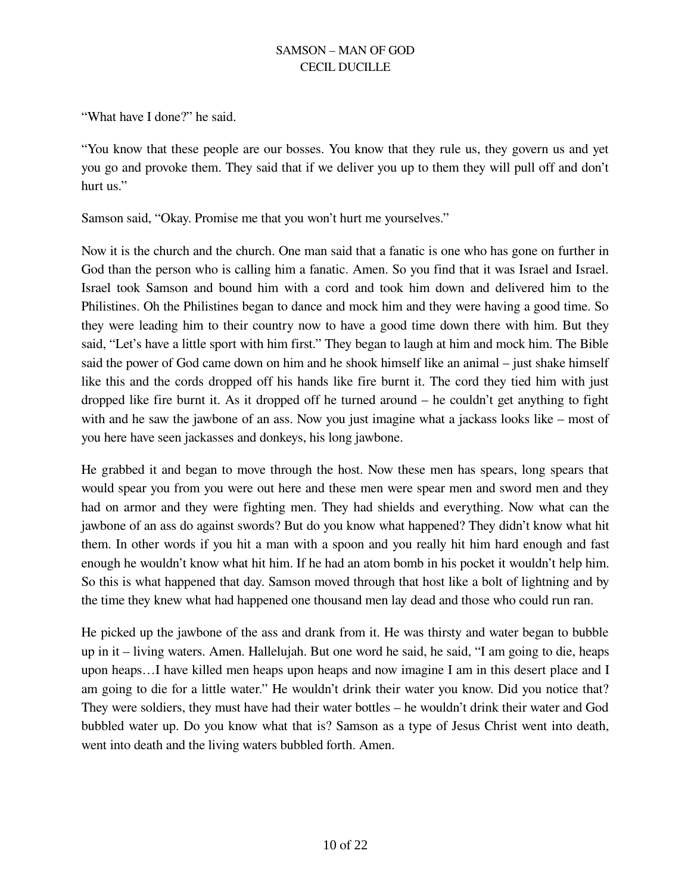"What have I done?" he said.

"You know that these people are our bosses. You know that they rule us, they govern us and yet you go and provoke them. They said that if we deliver you up to them they will pull off and don't hurt us."

Samson said, "Okay. Promise me that you won't hurt me yourselves."

Now it is the church and the church. One man said that a fanatic is one who has gone on further in God than the person who is calling him a fanatic. Amen. So you find that it was Israel and Israel. Israel took Samson and bound him with a cord and took him down and delivered him to the Philistines. Oh the Philistines began to dance and mock him and they were having a good time. So they were leading him to their country now to have a good time down there with him. But they said, "Let's have a little sport with him first." They began to laugh at him and mock him. The Bible said the power of God came down on him and he shook himself like an animal – just shake himself like this and the cords dropped off his hands like fire burnt it. The cord they tied him with just dropped like fire burnt it. As it dropped off he turned around – he couldn't get anything to fight with and he saw the jawbone of an ass. Now you just imagine what a jackass looks like – most of you here have seen jackasses and donkeys, his long jawbone.

He grabbed it and began to move through the host. Now these men has spears, long spears that would spear you from you were out here and these men were spear men and sword men and they had on armor and they were fighting men. They had shields and everything. Now what can the jawbone of an ass do against swords? But do you know what happened? They didn't know what hit them. In other words if you hit a man with a spoon and you really hit him hard enough and fast enough he wouldn't know what hit him. If he had an atom bomb in his pocket it wouldn't help him. So this is what happened that day. Samson moved through that host like a bolt of lightning and by the time they knew what had happened one thousand men lay dead and those who could run ran.

He picked up the jawbone of the ass and drank from it. He was thirsty and water began to bubble up in it – living waters. Amen. Hallelujah. But one word he said, he said, "I am going to die, heaps upon heaps…I have killed men heaps upon heaps and now imagine I am in this desert place and I am going to die for a little water." He wouldn't drink their water you know. Did you notice that? They were soldiers, they must have had their water bottles – he wouldn't drink their water and God bubbled water up. Do you know what that is? Samson as a type of Jesus Christ went into death, went into death and the living waters bubbled forth. Amen.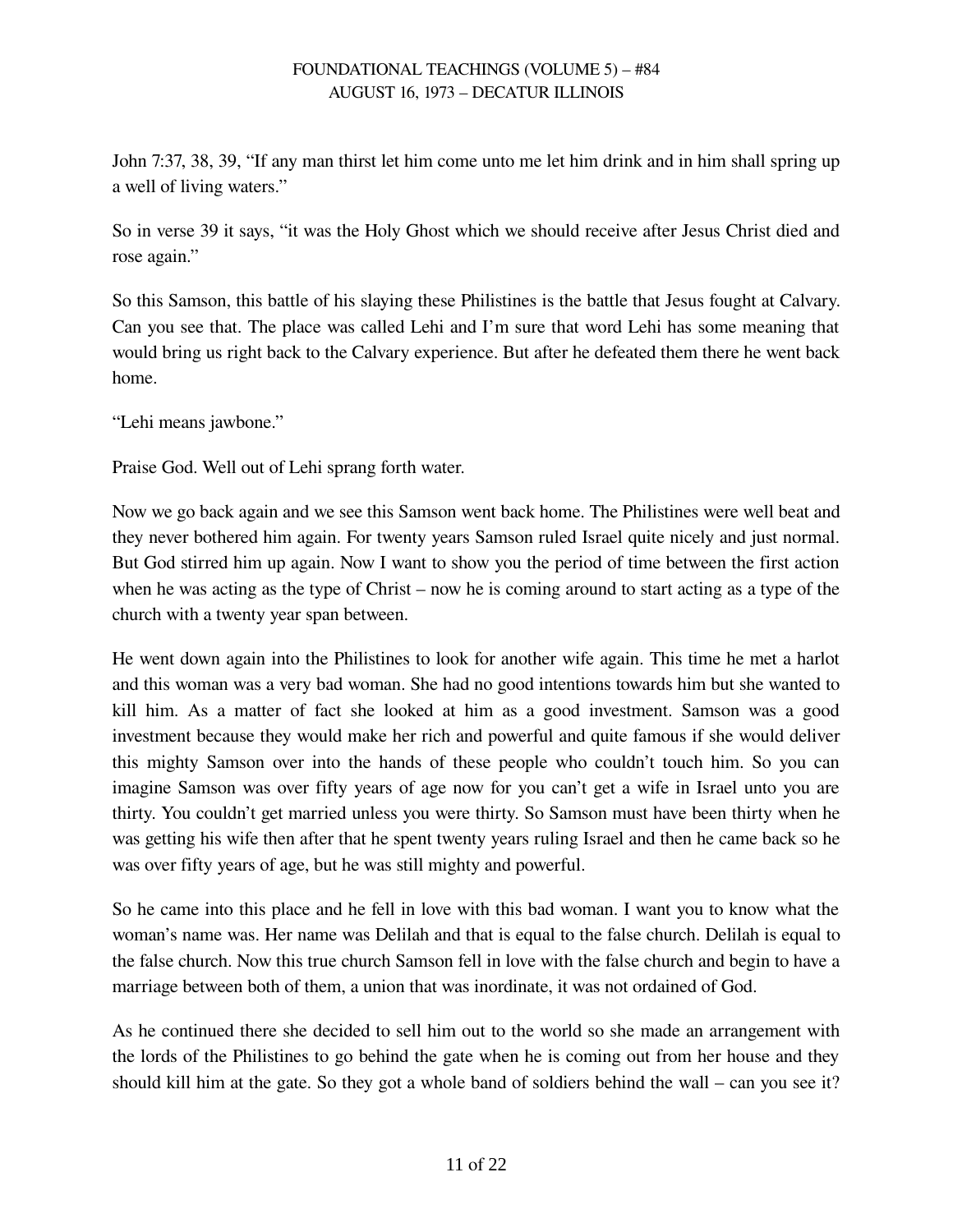John 7:37, 38, 39, “If any man thirst let him come unto me let him drink and in him shall spring up a well of living waters.”

So in verse 39 it says, “it was the Holy Ghost which we should receive after Jesus Christ died and rose again.”

So this Samson, this battle of his slaying these Philistines is the battle that Jesus fought at Calvary. Can you see that. The place was called Lehi and I’m sure that word Lehi has some meaning that would bring us right back to the Calvary experience. But after he defeated them there he went back home.

“Lehi means jawbone.”

Praise God. Well out of Lehi sprang forth water.

Now we go back again and we see this Samson went back home. The Philistines were well beat and they never bothered him again. For twenty years Samson ruled Israel quite nicely and just normal. But God stirred him up again. Now I want to show you the period of time between the first action when he was acting as the type of Christ – now he is coming around to start acting as a type of the church with a twenty year span between.

He went down again into the Philistines to look for another wife again. This time he met a harlot and this woman was a very bad woman. She had no good intentions towards him but she wanted to kill him. As a matter of fact she looked at him as a good investment. Samson was a good investment because they would make her rich and powerful and quite famous if she would deliver this mighty Samson over into the hands of these people who couldn’t touch him. So you can imagine Samson was over fifty years of age now for you can’t get a wife in Israel unto you are thirty. You couldn’t get married unless you were thirty. So Samson must have been thirty when he was getting his wife then after that he spent twenty years ruling Israel and then he came back so he was over fifty years of age, but he was still mighty and powerful.

So he came into this place and he fell in love with this bad woman. I want you to know what the woman’s name was. Her name was Delilah and that is equal to the false church. Delilah is equal to the false church. Now this true church Samson fell in love with the false church and begin to have a marriage between both of them, a union that was inordinate, it was not ordained of God.

As he continued there she decided to sell him out to the world so she made an arrangement with the lords of the Philistines to go behind the gate when he is coming out from her house and they should kill him at the gate. So they got a whole band of soldiers behind the wall – can you see it?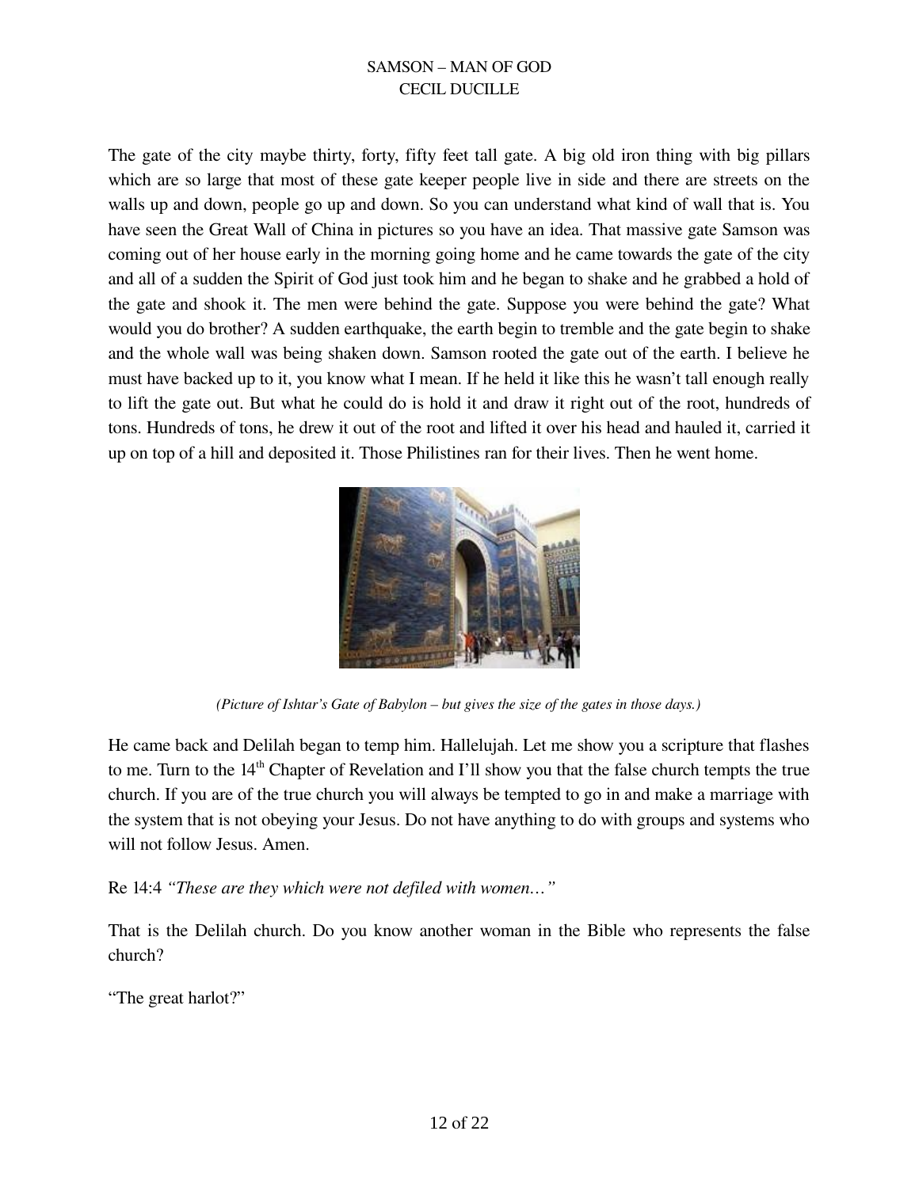The gate of the city maybe thirty, forty, fifty feet tall gate. A big old iron thing with big pillars which are so large that most of these gate keeper people live in side and there are streets on the walls up and down, people go up and down. So you can understand what kind of wall that is. You have seen the Great Wall of China in pictures so you have an idea. That massive gate Samson was coming out of her house early in the morning going home and he came towards the gate of the city and all of a sudden the Spirit of God just took him and he began to shake and he grabbed a hold of the gate and shook it. The men were behind the gate. Suppose you were behind the gate? What would you do brother? A sudden earthquake, the earth begin to tremble and the gate begin to shake and the whole wall was being shaken down. Samson rooted the gate out of the earth. I believe he must have backed up to it, you know what I mean. If he held it like this he wasn't tall enough really to lift the gate out. But what he could do is hold it and draw it right out of the root, hundreds of tons. Hundreds of tons, he drew it out of the root and lifted it over his head and hauled it, carried it up on top of a hill and deposited it. Those Philistines ran for their lives. Then he went home.

*(Picture of Ishtar's Gate of Babylon – but gives the size of the gates in those days.)*

He came back and Delilah began to temp him. Hallelujah. Let me show you a scripture that flashes to me. Turn to the 14th Chapter of Revelation and I'll show you that the false church tempts the true church. If you are of the true church you will always be tempted to go in and make a marriage with the system that is not obeying your Jesus. Do not have anything to do with groups and systems who will not follow Jesus. Amen.

Re 14:4 *"These are they which were not defiled with women…"*

That is the Delilah church. Do you know another woman in the Bible who represents the false church?

"The great harlot?"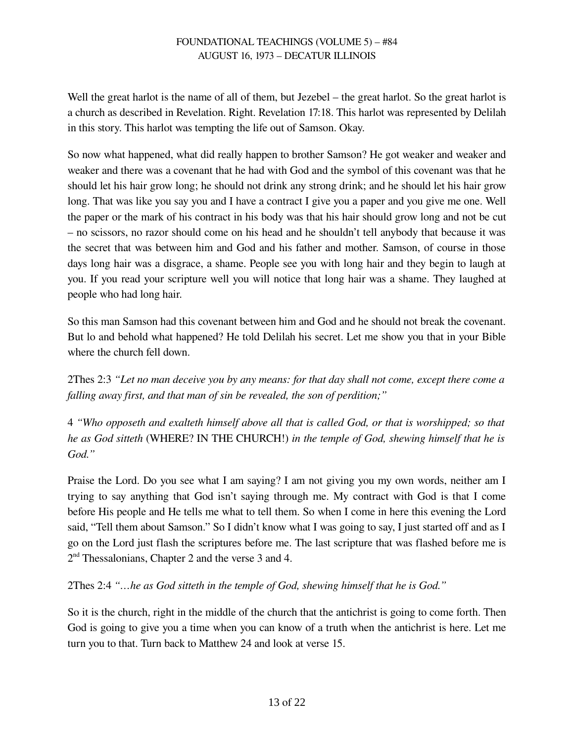Well the great harlot is the name of all of them, but Jezebel – the great harlot. So the great harlot is a church as described in Revelation. Right. Revelation 17:18. This harlot was represented by Delilah in this story. This harlot was tempting the life out of Samson. Okay.

So now what happened, what did really happen to brother Samson? He got weaker and weaker and weaker and there was a covenant that he had with God and the symbol of this covenant was that he should let his hair grow long; he should not drink any strong drink; and he should let his hair grow long. That was like you say you and I have a contract I give you a paper and you give me one. Well the paper or the mark of his contract in his body was that his hair should grow long and not be cut – no scissors, no razor should come on his head and he shouldn't tell anybody that because it was the secret that was between him and God and his father and mother. Samson, of course in those days long hair was a disgrace, a shame. People see you with long hair and they begin to laugh at you. If you read your scripture well you will notice that long hair was a shame. They laughed at people who had long hair.

So this man Samson had this covenant between him and God and he should not break the covenant. But lo and behold what happened? He told Delilah his secret. Let me show you that in your Bible where the church fell down.

2Thes 2:3 *"Let no man deceive you by any means: for that day shall not come, except there come a falling away first, and that man of sin be revealed, the son of perdition;"*

4 *"Who opposeth and exalteth himself above all that is called God, or that is worshipped; so that he as God sitteth* (WHERE? IN THE CHURCH!) *in the temple of God, shewing himself that he is God."*

Praise the Lord. Do you see what I am saying? I am not giving you my own words, neither am I trying to say anything that God isn't saying through me. My contract with God is that I come before His people and He tells me what to tell them. So when I come in here this evening the Lord said, "Tell them about Samson." So I didn't know what I was going to say, I just started off and as I go on the Lord just flash the scriptures before me. The last scripture that was flashed before me is 2nd Thessalonians, Chapter 2 and the verse 3 and 4.

2Thes 2:4 *"…he as God sitteth in the temple of God, shewing himself that he is God."*

So it is the church, right in the middle of the church that the antichrist is going to come forth. Then God is going to give you a time when you can know of a truth when the antichrist is here. Let me turn you to that. Turn back to Matthew 24 and look at verse 15.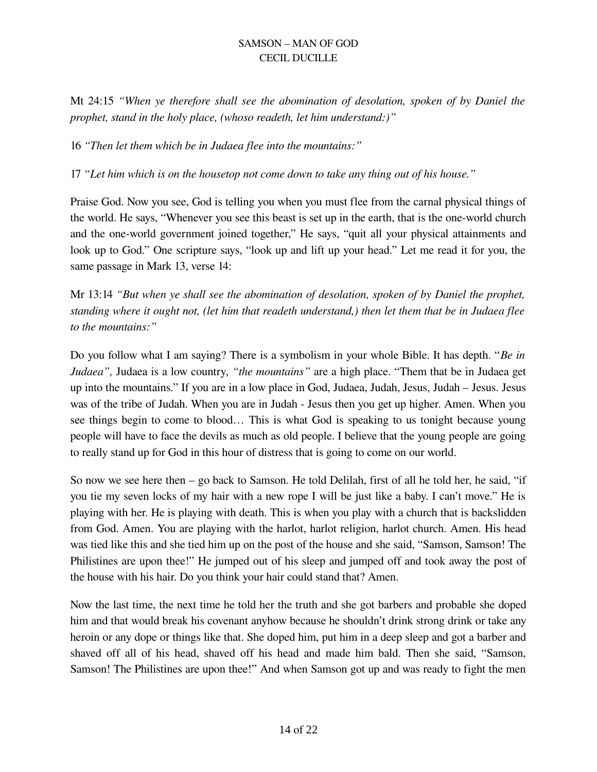Mt 24:15 *"When ye therefore shall see the abomination of desolation, spoken of by Daniel the prophet, stand in the holy place, (whoso readeth, let him understand:)"*

16 *"Then let them which be in Judaea flee into the mountains:"*

17 *"Let him which is on the housetop not come down to take any thing out of his house."*

Praise God. Now you see, God is telling you when you must flee from the carnal physical things of the world. He says, "Whenever you see this beast is set up in the earth, that is the one-world church and the one-world government joined together," He says, "quit all your physical attainments and look up to God." One scripture says, "look up and lift up your head." Let me read it for you, the same passage in Mark 13, verse 14:

Mr 13:14 *"But when ye shall see the abomination of desolation, spoken of by Daniel the prophet, standing where it ought not, (let him that readeth understand,) then let them that be in Judaea flee to the mountains:"*

Do you follow what I am saying? There is a symbolism in your whole Bible. It has depth. "*Be in Judaea",* Judaea is a low country, *"the mountains"* are a high place. "Them that be in Judaea get up into the mountains." If you are in a low place in God, Judaea, Judah, Jesus, Judah – Jesus. Jesus was of the tribe of Judah. When you are in Judah - Jesus then you get up higher. Amen. When you see things begin to come to blood… This is what God is speaking to us tonight because young people will have to face the devils as much as old people. I believe that the young people are going to really stand up for God in this hour of distress that is going to come on our world.

So now we see here then – go back to Samson. He told Delilah, first of all he told her, he said, "if you tie my seven locks of my hair with a new rope I will be just like a baby. I can't move." He is playing with her. He is playing with death. This is when you play with a church that is backslidden from God. Amen. You are playing with the harlot, harlot religion, harlot church. Amen. His head was tied like this and she tied him up on the post of the house and she said, "Samson, Samson! The Philistines are upon thee!" He jumped out of his sleep and jumped off and took away the post of the house with his hair. Do you think your hair could stand that? Amen.

Now the last time, the next time he told her the truth and she got barbers and probable she doped him and that would break his covenant anyhow because he shouldn't drink strong drink or take any heroin or any dope or things like that. She doped him, put him in a deep sleep and got a barber and shaved off all of his head, shaved off his head and made him bald. Then she said, "Samson, Samson! The Philistines are upon thee!" And when Samson got up and was ready to fight the men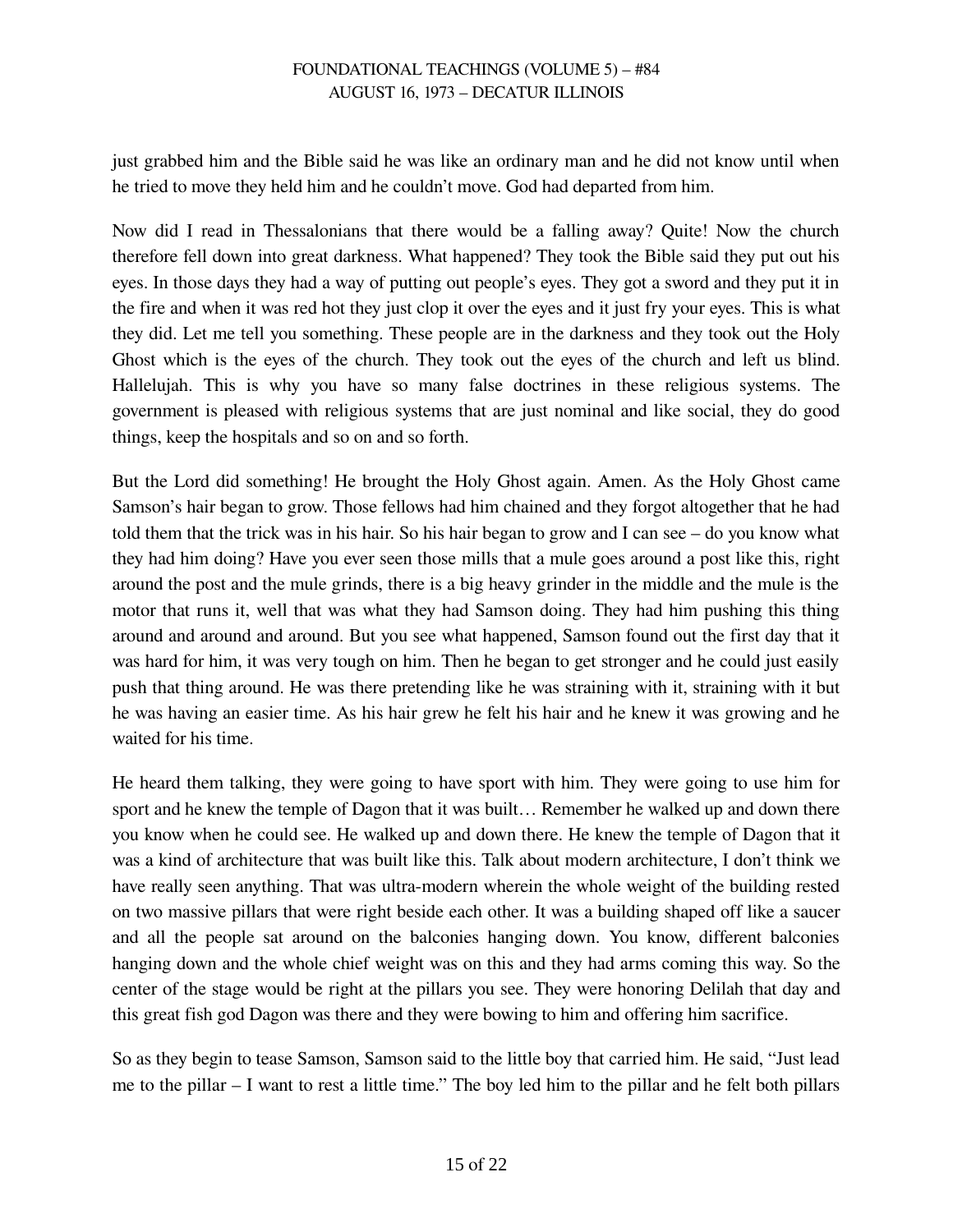just grabbed him and the Bible said he was like an ordinary man and he did not know until when he tried to move they held him and he couldn't move. God had departed from him.

Now did I read in Thessalonians that there would be a falling away? Quite! Now the church therefore fell down into great darkness. What happened? They took the Bible said they put out his eyes. In those days they had a way of putting out people's eyes. They got a sword and they put it in the fire and when it was red hot they just clop it over the eyes and it just fry your eyes. This is what they did. Let me tell you something. These people are in the darkness and they took out the Holy Ghost which is the eyes of the church. They took out the eyes of the church and left us blind. Hallelujah. This is why you have so many false doctrines in these religious systems. The government is pleased with religious systems that are just nominal and like social, they do good things, keep the hospitals and so on and so forth.

But the Lord did something! He brought the Holy Ghost again. Amen. As the Holy Ghost came Samson's hair began to grow. Those fellows had him chained and they forgot altogether that he had told them that the trick was in his hair. So his hair began to grow and I can see – do you know what they had him doing? Have you ever seen those mills that a mule goes around a post like this, right around the post and the mule grinds, there is a big heavy grinder in the middle and the mule is the motor that runs it, well that was what they had Samson doing. They had him pushing this thing around and around and around. But you see what happened, Samson found out the first day that it was hard for him, it was very tough on him. Then he began to get stronger and he could just easily push that thing around. He was there pretending like he was straining with it, straining with it but he was having an easier time. As his hair grew he felt his hair and he knew it was growing and he waited for his time.

He heard them talking, they were going to have sport with him. They were going to use him for sport and he knew the temple of Dagon that it was built… Remember he walked up and down there you know when he could see. He walked up and down there. He knew the temple of Dagon that it was a kind of architecture that was built like this. Talk about modern architecture, I don't think we have really seen anything. That was ultra-modern wherein the whole weight of the building rested on two massive pillars that were right beside each other. It was a building shaped off like a saucer and all the people sat around on the balconies hanging down. You know, different balconies hanging down and the whole chief weight was on this and they had arms coming this way. So the center of the stage would be right at the pillars you see. They were honoring Delilah that day and this great fish god Dagon was there and they were bowing to him and offering him sacrifice.

So as they begin to tease Samson, Samson said to the little boy that carried him. He said, "Just lead me to the pillar – I want to rest a little time." The boy led him to the pillar and he felt both pillars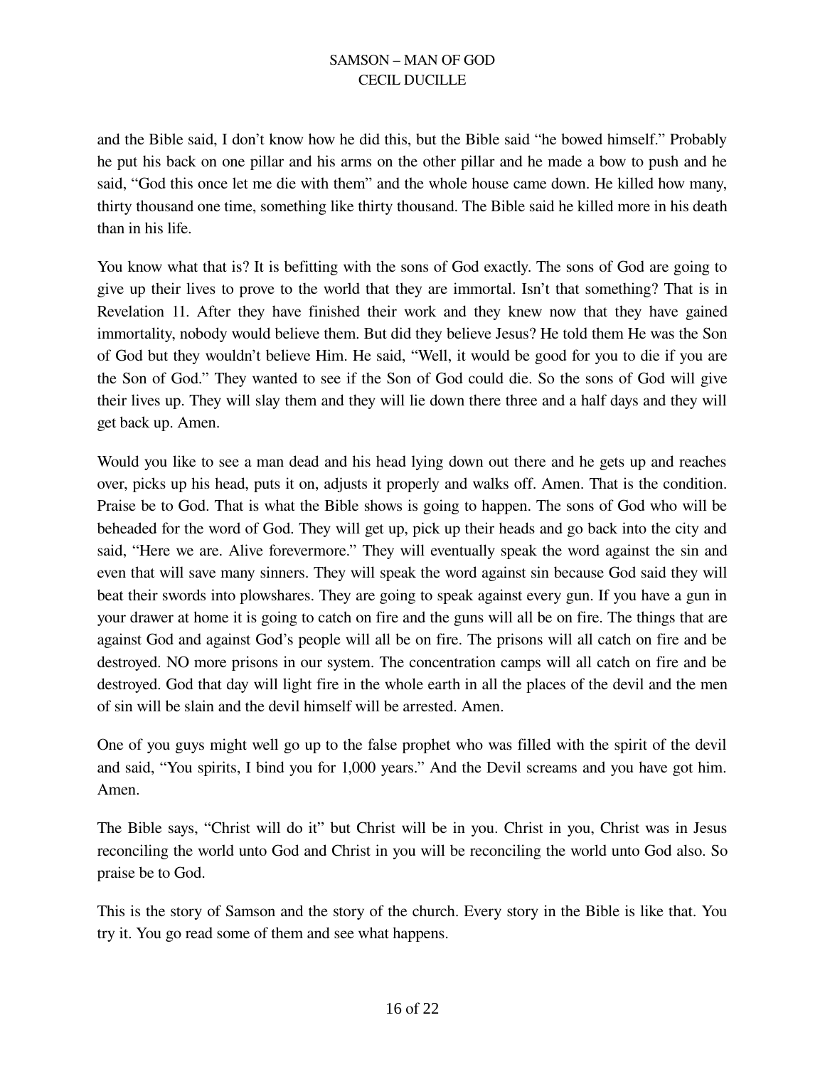and the Bible said, I don't know how he did this, but the Bible said "he bowed himself." Probably he put his back on one pillar and his arms on the other pillar and he made a bow to push and he said, "God this once let me die with them" and the whole house came down. He killed how many, thirty thousand one time, something like thirty thousand. The Bible said he killed more in his death than in his life.

You know what that is? It is befitting with the sons of God exactly. The sons of God are going to give up their lives to prove to the world that they are immortal. Isn't that something? That is in Revelation 11. After they have finished their work and they knew now that they have gained immortality, nobody would believe them. But did they believe Jesus? He told them He was the Son of God but they wouldn't believe Him. He said, "Well, it would be good for you to die if you are the Son of God." They wanted to see if the Son of God could die. So the sons of God will give their lives up. They will slay them and they will lie down there three and a half days and they will get back up. Amen.

Would you like to see a man dead and his head lying down out there and he gets up and reaches over, picks up his head, puts it on, adjusts it properly and walks off. Amen. That is the condition. Praise be to God. That is what the Bible shows is going to happen. The sons of God who will be beheaded for the word of God. They will get up, pick up their heads and go back into the city and said, "Here we are. Alive forevermore." They will eventually speak the word against the sin and even that will save many sinners. They will speak the word against sin because God said they will beat their swords into plowshares. They are going to speak against every gun. If you have a gun in your drawer at home it is going to catch on fire and the guns will all be on fire. The things that are against God and against God's people will all be on fire. The prisons will all catch on fire and be destroyed. NO more prisons in our system. The concentration camps will all catch on fire and be destroyed. God that day will light fire in the whole earth in all the places of the devil and the men of sin will be slain and the devil himself will be arrested. Amen.

One of you guys might well go up to the false prophet who was filled with the spirit of the devil and said, "You spirits, I bind you for 1,000 years." And the Devil screams and you have got him. Amen.

The Bible says, "Christ will do it" but Christ will be in you. Christ in you, Christ was in Jesus reconciling the world unto God and Christ in you will be reconciling the world unto God also. So praise be to God.

This is the story of Samson and the story of the church. Every story in the Bible is like that. You try it. You go read some of them and see what happens.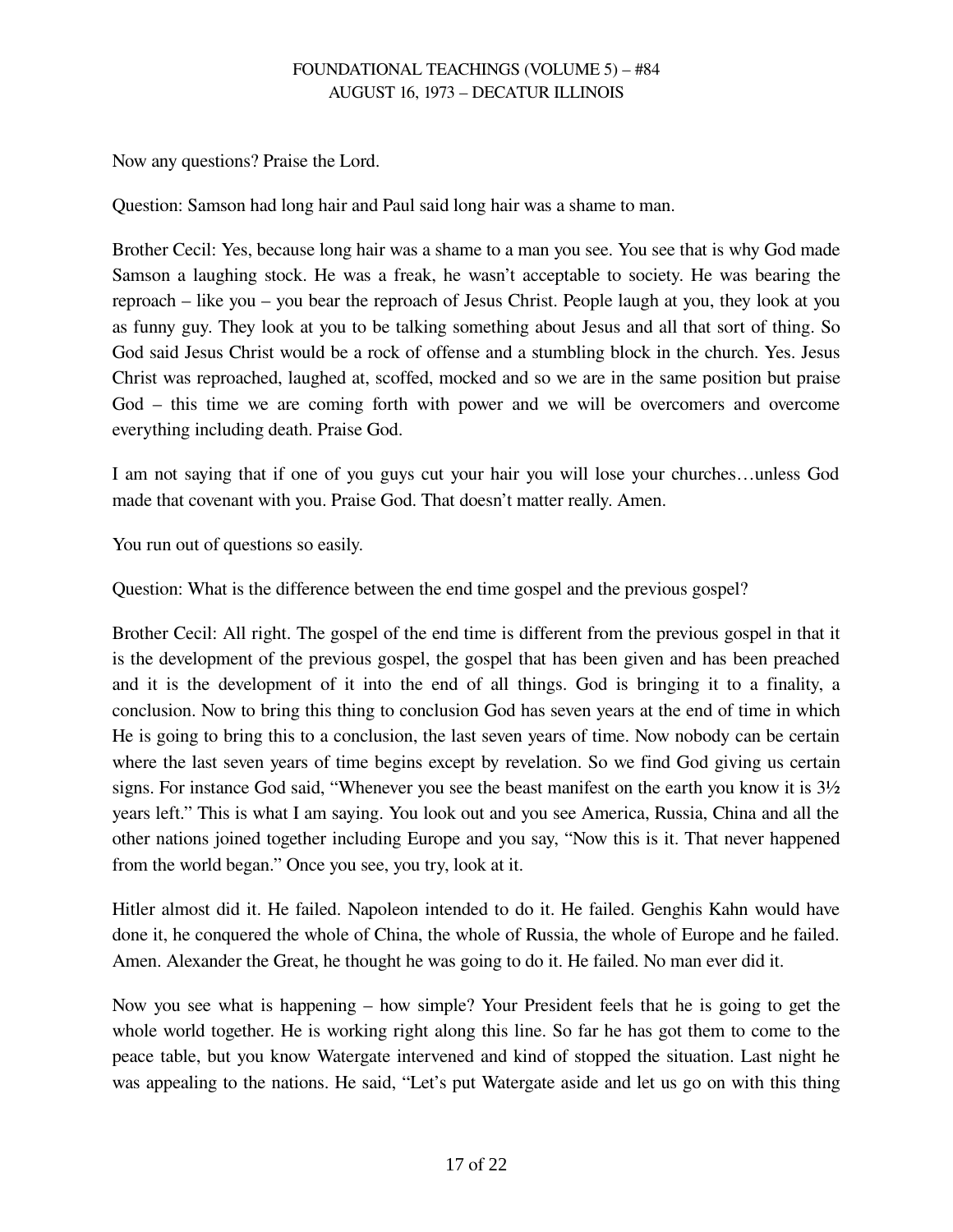Now any questions? Praise the Lord.

Question: Samson had long hair and Paul said long hair was a shame to man.

Brother Cecil: Yes, because long hair was a shame to a man you see. You see that is why God made Samson a laughing stock. He was a freak, he wasn't acceptable to society. He was bearing the reproach – like you – you bear the reproach of Jesus Christ. People laugh at you, they look at you as funny guy. They look at you to be talking something about Jesus and all that sort of thing. So God said Jesus Christ would be a rock of offense and a stumbling block in the church. Yes. Jesus Christ was reproached, laughed at, scoffed, mocked and so we are in the same position but praise God – this time we are coming forth with power and we will be overcomers and overcome everything including death. Praise God.

I am not saying that if one of you guys cut your hair you will lose your churches…unless God made that covenant with you. Praise God. That doesn't matter really. Amen.

You run out of questions so easily.

Question: What is the difference between the end time gospel and the previous gospel?

Brother Cecil: All right. The gospel of the end time is different from the previous gospel in that it is the development of the previous gospel, the gospel that has been given and has been preached and it is the development of it into the end of all things. God is bringing it to a finality, a conclusion. Now to bring this thing to conclusion God has seven years at the end of time in which He is going to bring this to a conclusion, the last seven years of time. Now nobody can be certain where the last seven years of time begins except by revelation. So we find God giving us certain signs. For instance God said, "Whenever you see the beast manifest on the earth you know it is 3½ years left." This is what I am saying. You look out and you see America, Russia, China and all the other nations joined together including Europe and you say, "Now this is it. That never happened from the world began." Once you see, you try, look at it.

Hitler almost did it. He failed. Napoleon intended to do it. He failed. Genghis Kahn would have done it, he conquered the whole of China, the whole of Russia, the whole of Europe and he failed. Amen. Alexander the Great, he thought he was going to do it. He failed. No man ever did it.

Now you see what is happening – how simple? Your President feels that he is going to get the whole world together. He is working right along this line. So far he has got them to come to the peace table, but you know Watergate intervened and kind of stopped the situation. Last night he was appealing to the nations. He said, "Let's put Watergate aside and let us go on with this thing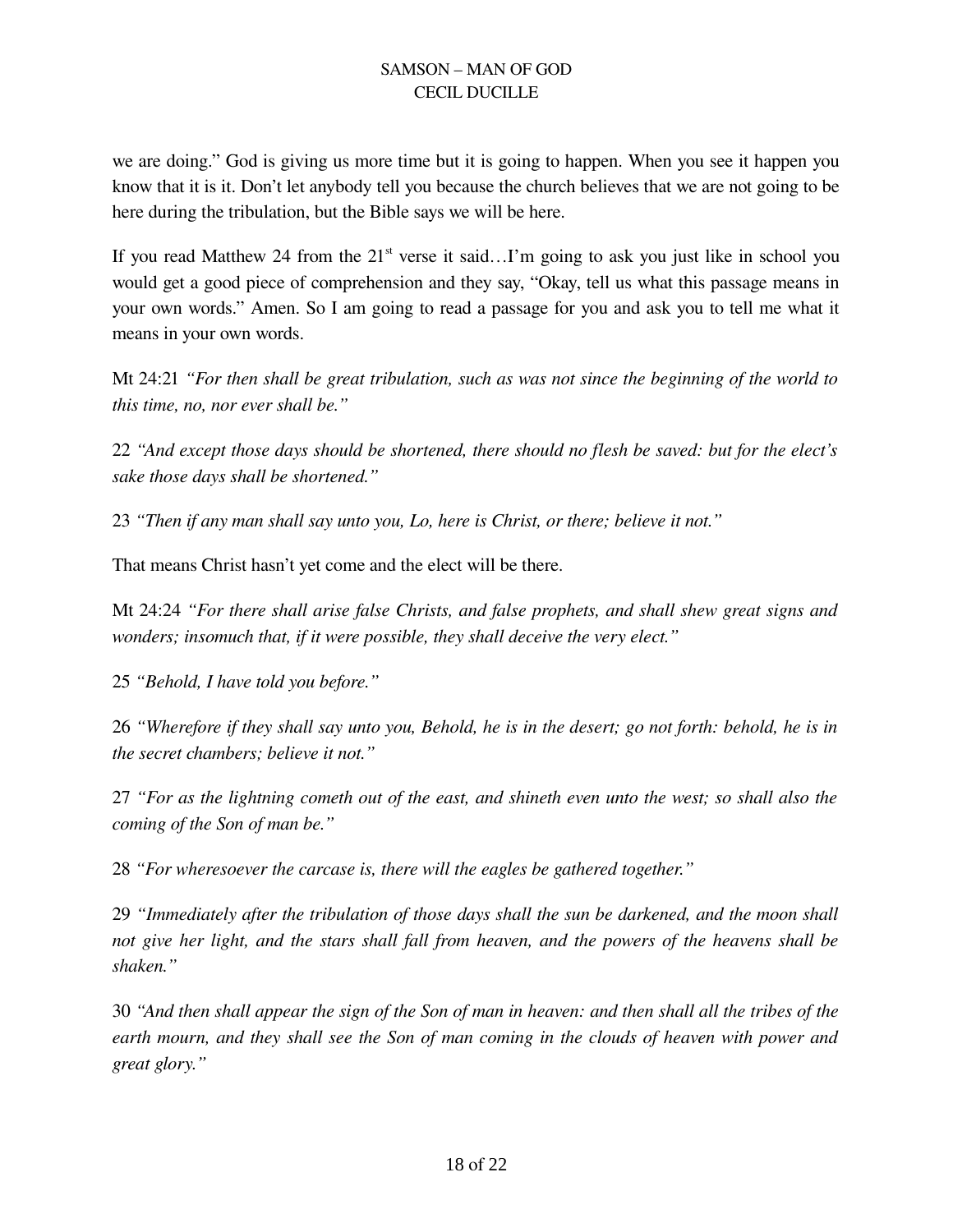we are doing." God is giving us more time but it is going to happen. When you see it happen you know that it is it. Don't let anybody tell you because the church believes that we are not going to be here during the tribulation, but the Bible says we will be here.

If you read Matthew 24 from the 21st verse it said…I'm going to ask you just like in school you would get a good piece of comprehension and they say, "Okay, tell us what this passage means in your own words." Amen. So I am going to read a passage for you and ask you to tell me what it means in your own words.

Mt 24:21 *"For then shall be great tribulation, such as was not since the beginning of the world to this time, no, nor ever shall be."*

22 *"And except those days should be shortened, there should no flesh be saved: but for the elect's sake those days shall be shortened."*

23 *"Then if any man shall say unto you, Lo, here is Christ, or there; believe it not."*

That means Christ hasn't yet come and the elect will be there.

Mt 24:24 *"For there shall arise false Christs, and false prophets, and shall shew great signs and wonders; insomuch that, if it were possible, they shall deceive the very elect."*

25 *"Behold, I have told you before."*

26 *"Wherefore if they shall say unto you, Behold, he is in the desert; go not forth: behold, he is in the secret chambers; believe it not."*

27 *"For as the lightning cometh out of the east, and shineth even unto the west; so shall also the coming of the Son of man be."*

28 *"For wheresoever the carcase is, there will the eagles be gathered together."*

29 *"Immediately after the tribulation of those days shall the sun be darkened, and the moon shall not give her light, and the stars shall fall from heaven, and the powers of the heavens shall be shaken."*

30 *"And then shall appear the sign of the Son of man in heaven: and then shall all the tribes of the earth mourn, and they shall see the Son of man coming in the clouds of heaven with power and great glory."*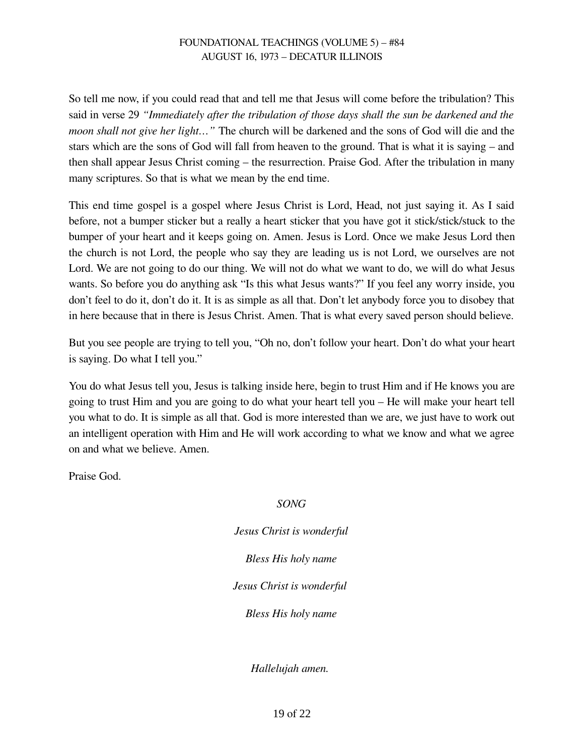So tell me now, if you could read that and tell me that Jesus will come before the tribulation? This said in verse 29 *"Immediately after the tribulation of those days shall the sun be darkened and the moon shall not give her light…"* The church will be darkened and the sons of God will die and the stars which are the sons of God will fall from heaven to the ground. That is what it is saying – and then shall appear Jesus Christ coming – the resurrection. Praise God. After the tribulation in many many scriptures. So that is what we mean by the end time.

This end time gospel is a gospel where Jesus Christ is Lord, Head, not just saying it. As I said before, not a bumper sticker but a really a heart sticker that you have got it stick/stick/stuck to the bumper of your heart and it keeps going on. Amen. Jesus is Lord. Once we make Jesus Lord then the church is not Lord, the people who say they are leading us is not Lord, we ourselves are not Lord. We are not going to do our thing. We will not do what we want to do, we will do what Jesus wants. So before you do anything ask "Is this what Jesus wants?" If you feel any worry inside, you don't feel to do it, don't do it. It is as simple as all that. Don't let anybody force you to disobey that in here because that in there is Jesus Christ. Amen. That is what every saved person should believe.

But you see people are trying to tell you, "Oh no, don't follow your heart. Don't do what your heart is saying. Do what I tell you."

You do what Jesus tell you, Jesus is talking inside here, begin to trust Him and if He knows you are going to trust Him and you are going to do what your heart tell you – He will make your heart tell you what to do. It is simple as all that. God is more interested than we are, we just have to work out an intelligent operation with Him and He will work according to what we know and what we agree on and what we believe. Amen.

Praise God.

*SONG*

*Jesus Christ is wonderful*

*Bless His holy name*

*Jesus Christ is wonderful*

*Bless His holy name*

*Hallelujah amen.*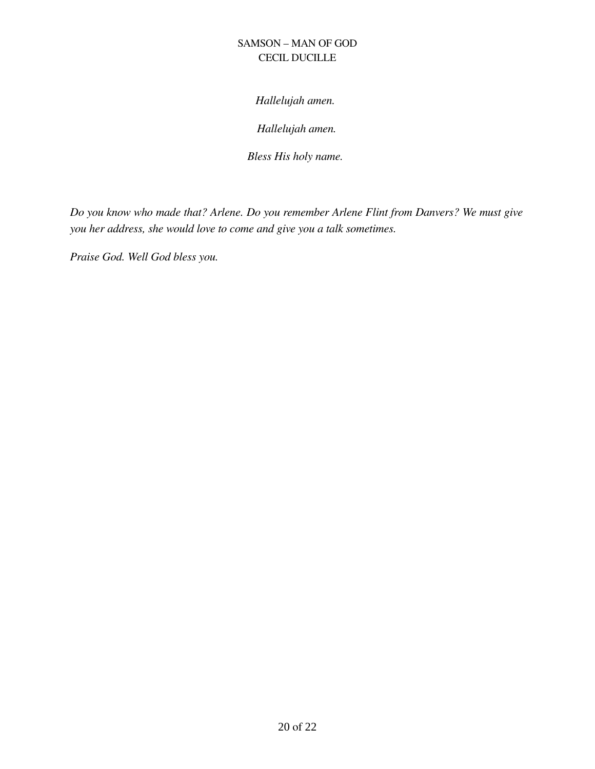*Hallelujah amen.*

*Hallelujah amen.*

*Bless His holy name.*

*Do you know who made that? Arlene. Do you remember Arlene Flint from Danvers? We must give you her address, she would love to come and give you a talk sometimes.*

*Praise God. Well God bless you.*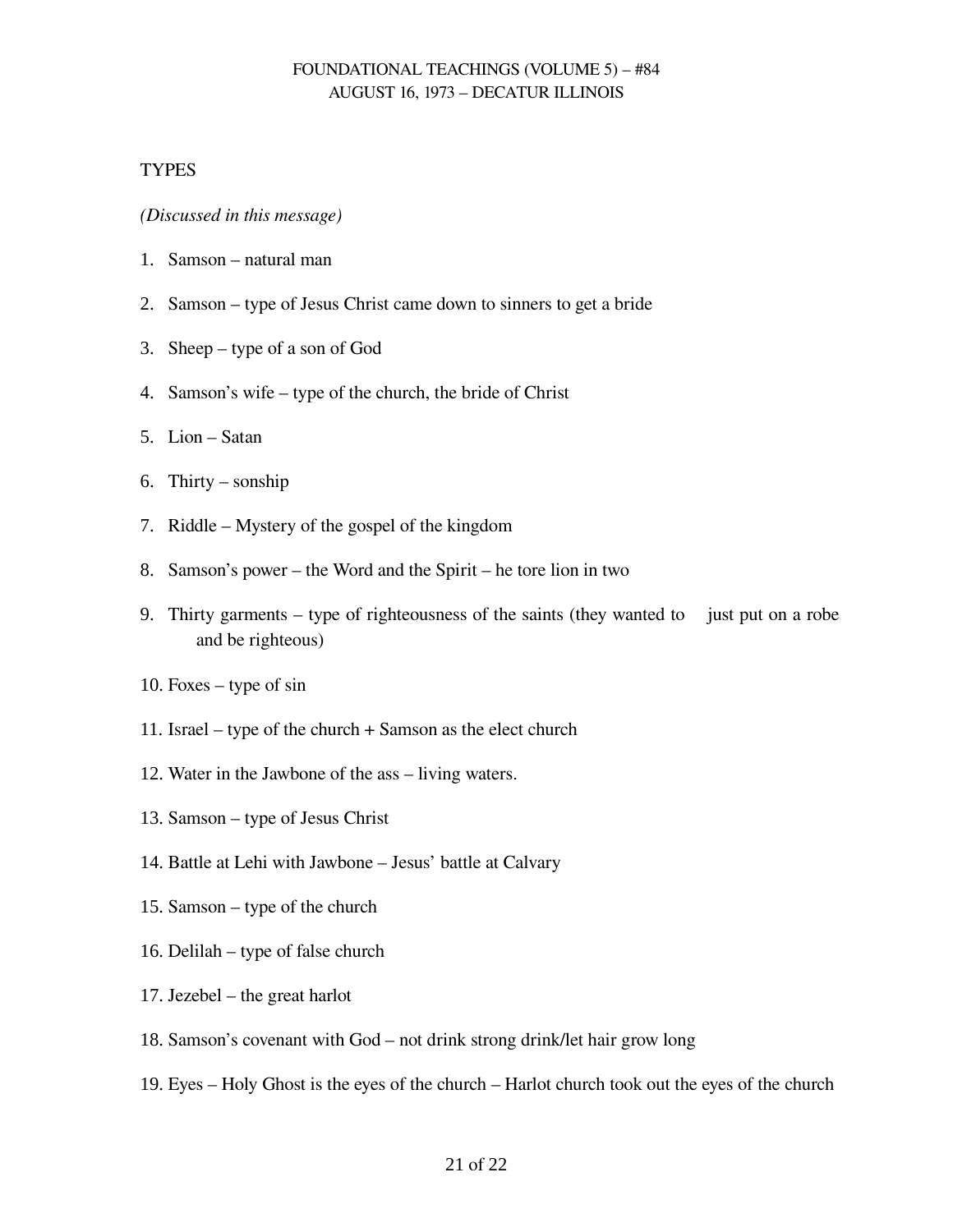TYPES

*(Discussed in this message)*

1. Samson – natural man

2. Samson – type of Jesus Christ came down to sinners to get a bride

3. Sheep – type of a son of God

4. Samson's wife – type of the church, the bride of Christ

5. Lion – Satan

6. Thirty – sonship

7. Riddle – Mystery of the gospel of the kingdom

8. Samson's power – the Word and the Spirit – he tore lion in two

9. Thirty garments – type of righteousness of the saints (they wanted to just put on a robe and be righteous)

10. Foxes – type of sin

11. Israel – type of the church + Samson as the elect church

12. Water in the Jawbone of the ass – living waters.

13. Samson – type of Jesus Christ

14. Battle at Lehi with Jawbone – Jesus' battle at Calvary

15. Samson – type of the church

16. Delilah – type of false church

17. Jezebel – the great harlot

18. Samson's covenant with God – not drink strong drink/let hair grow long

19. Eyes – Holy Ghost is the eyes of the church – Harlot church took out the eyes of the church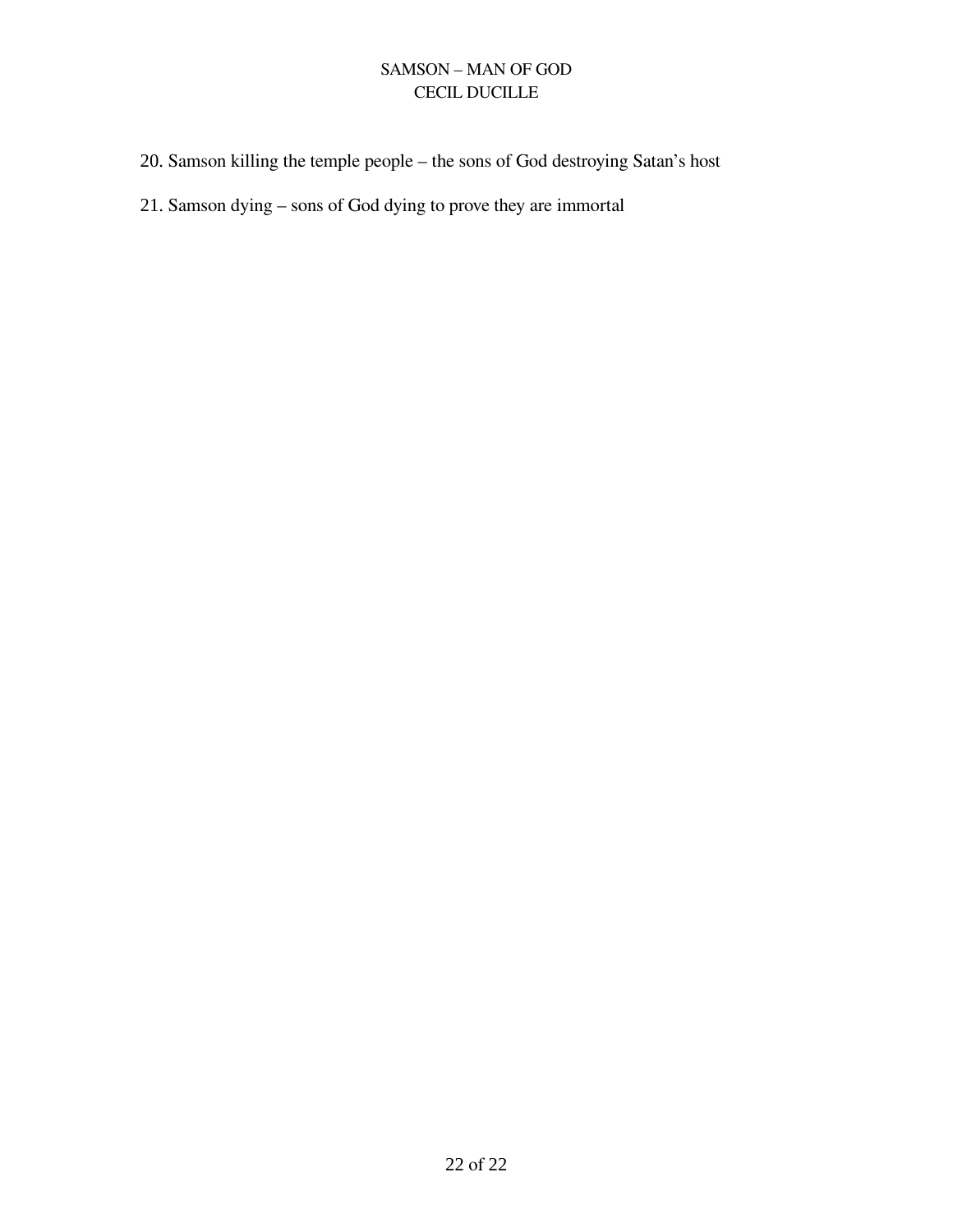20. Samson killing the temple people – the sons of God destroying Satan's host

21. Samson dying – sons of God dying to prove they are immortal